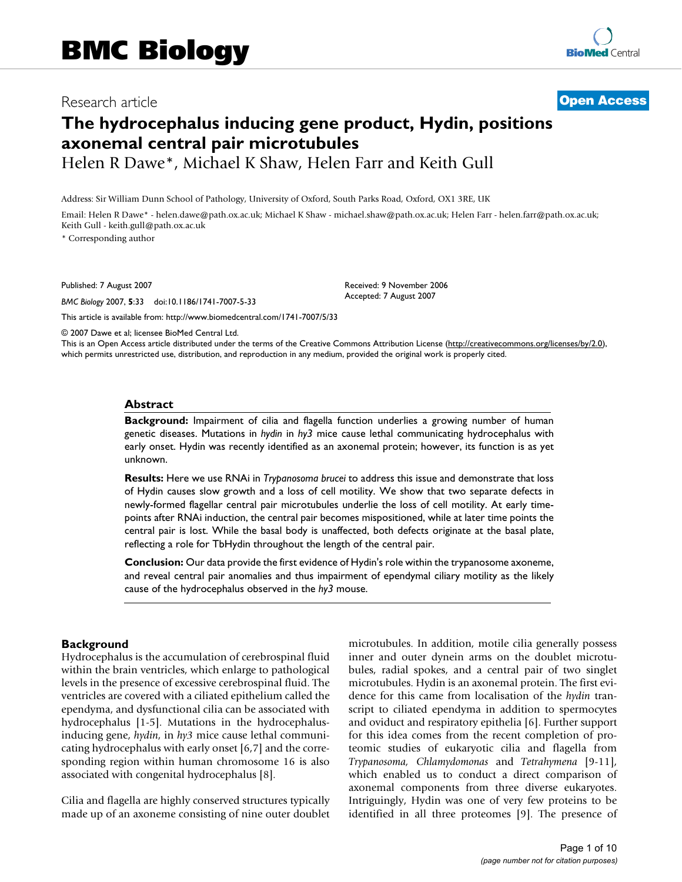# BMC Biology

Research article

**Open Access**

# The hydrocephalus inducing gene product, Hydin, positions axonemal central pair microtubules

Helen R Dawe*, Michael K Shaw, Helen Farr and Keith Gull

Address: Sir William Dunn School of Pathology, University of Oxford, South Parks Road, Oxford, OX1 3RE, UK

Email: Helen R Dawe* - helen.dawe@path.ox.ac.uk; Michael K Shaw - michael.shaw@path.ox.ac.uk; Helen Farr - helen.farr@path.ox.ac.uk; Keith Gull - keith.gull@path.ox.ac.uk

* Corresponding author

Published: 7 August 2007

*BMC Biology* 2007, **5**:33 doi:10.1186/1741-7007-5-33

Received: 9 November 2006
Accepted: 7 August 2007

This article is available from: http://www.biomedcentral.com/1741-7007/5/33

© 2007 Dawe et al; licensee BioMed Central Ltd.
This is an Open Access article distributed under the terms of the Creative Commons Attribution License (http://creativecommons.org/licenses/by/2.0), which permits unrestricted use, distribution, and reproduction in any medium, provided the original work is properly cited.

## Abstract

**Background:** Impairment of cilia and flagella function underlies a growing number of human genetic diseases. Mutations in *hydin* in *hy3* mice cause lethal communicating hydrocephalus with early onset. Hydin was recently identified as an axonemal protein; however, its function is as yet unknown.

**Results:** Here we use RNAi in *Trypanosoma brucei* to address this issue and demonstrate that loss of Hydin causes slow growth and a loss of cell motility. We show that two separate defects in newly-formed flagellar central pair microtubules underlie the loss of cell motility. At early time-points after RNAi induction, the central pair becomes mispositioned, while at later time points the central pair is lost. While the basal body is unaffected, both defects originate at the basal plate, reflecting a role for TbHydin throughout the length of the central pair.

**Conclusion:** Our data provide the first evidence of Hydin's role within the trypanosome axoneme, and reveal central pair anomalies and thus impairment of ependymal ciliary motility as the likely cause of the hydrocephalus observed in the *hy3* mouse.

## Background

Hydrocephalus is the accumulation of cerebrospinal fluid within the brain ventricles, which enlarge to pathological levels in the presence of excessive cerebrospinal fluid. The ventricles are covered with a ciliated epithelium called the ependyma, and dysfunctional cilia can be associated with hydrocephalus [1-5]. Mutations in the hydrocephalus-inducing gene, *hydin*, in *hy3* mice cause lethal communicating hydrocephalus with early onset [6,7] and the corresponding region within human chromosome 16 is also associated with congenital hydrocephalus [8].

Cilia and flagella are highly conserved structures typically made up of an axoneme consisting of nine outer doublet microtubules. In addition, motile cilia generally possess inner and outer dynein arms on the doublet microtubules, radial spokes, and a central pair of two singlet microtubules. Hydin is an axonemal protein. The first evidence for this came from localisation of the *hydin* transcript to ciliated ependyma in addition to spermocytes and oviduct and respiratory epithelia [6]. Further support for this idea comes from the recent completion of proteomic studies of eukaryotic cilia and flagella from *Trypanosoma*, *Chlamydomonas* and *Tetrahymena* [9-11], which enabled us to conduct a direct comparison of axonemal components from three diverse eukaryotes. Intriguingly, Hydin was one of very few proteins to be identified in all three proteomes [9]. The presence of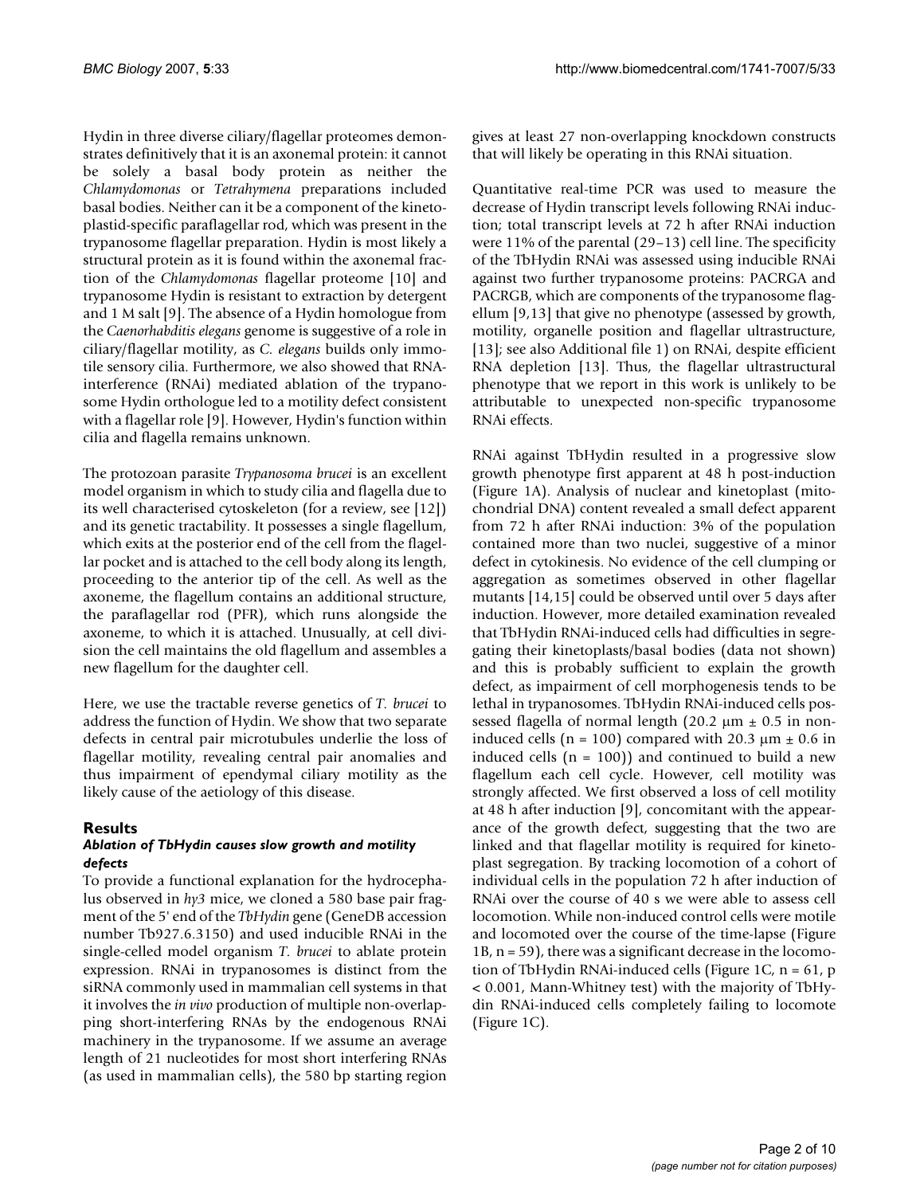Hydin in three diverse ciliary/flagellar proteomes demonstrates definitively that it is an axonemal protein: it cannot be solely a basal body protein as neither the *Chlamydomonas* or *Tetrahymena* preparations included basal bodies. Neither can it be a component of the kinetoplastid-specific paraflagellar rod, which was present in the trypanosome flagellar preparation. Hydin is most likely a structural protein as it is found within the axonemal fraction of the *Chlamydomonas* flagellar proteome [10] and trypanosome Hydin is resistant to extraction by detergent and 1 M salt [9]. The absence of a Hydin homologue from the *Caenorhabditis elegans* genome is suggestive of a role in ciliary/flagellar motility, as *C. elegans* builds only immotile sensory cilia. Furthermore, we also showed that RNA-interference (RNAi) mediated ablation of the trypanosome Hydin orthologue led to a motility defect consistent with a flagellar role [9]. However, Hydin's function within cilia and flagella remains unknown.

The protozoan parasite *Trypanosoma brucei* is an excellent model organism in which to study cilia and flagella due to its well characterised cytoskeleton (for a review, see [12]) and its genetic tractability. It possesses a single flagellum, which exits at the posterior end of the cell from the flagellar pocket and is attached to the cell body along its length, proceeding to the anterior tip of the cell. As well as the axoneme, the flagellum contains an additional structure, the paraflagellar rod (PFR), which runs alongside the axoneme, to which it is attached. Unusually, at cell division the cell maintains the old flagellum and assembles a new flagellum for the daughter cell.

Here, we use the tractable reverse genetics of *T. brucei* to address the function of Hydin. We show that two separate defects in central pair microtubules underlie the loss of flagellar motility, revealing central pair anomalies and thus impairment of ependymal ciliary motility as the likely cause of the aetiology of this disease.

## Results

### *Ablation of TbHydin causes slow growth and motility defects*

To provide a functional explanation for the hydrocephalus observed in *hy3* mice, we cloned a 580 base pair fragment of the 5' end of the *TbHydin* gene (GeneDB accession number Tb927.6.3150) and used inducible RNAi in the single-celled model organism *T. brucei* to ablate protein expression. RNAi in trypanosomes is distinct from the siRNA commonly used in mammalian cell systems in that it involves the *in vivo* production of multiple non-overlapping short-interfering RNAs by the endogenous RNAi machinery in the trypanosome. If we assume an average length of 21 nucleotides for most short interfering RNAs (as used in mammalian cells), the 580 bp starting region gives at least 27 non-overlapping knockdown constructs that will likely be operating in this RNAi situation.

Quantitative real-time PCR was used to measure the decrease of Hydin transcript levels following RNAi induction; total transcript levels at 72 h after RNAi induction were 11% of the parental (29–13) cell line. The specificity of the TbHydin RNAi was assessed using inducible RNAi against two further trypanosome proteins: PACRGA and PACRGB, which are components of the trypanosome flagellum [9,13] that give no phenotype (assessed by growth, motility, organelle position and flagellar ultrastructure, [13]; see also Additional file 1) on RNAi, despite efficient RNA depletion [13]. Thus, the flagellar ultrastructural phenotype that we report in this work is unlikely to be attributable to unexpected non-specific trypanosome RNAi effects.

RNAi against TbHydin resulted in a progressive slow growth phenotype first apparent at 48 h post-induction (Figure 1A). Analysis of nuclear and kinetoplast (mitochondrial DNA) content revealed a small defect apparent from 72 h after RNAi induction: 3% of the population contained more than two nuclei, suggestive of a minor defect in cytokinesis. No evidence of the cell clumping or aggregation as sometimes observed in other flagellar mutants [14,15] could be observed until over 5 days after induction. However, more detailed examination revealed that TbHydin RNAi-induced cells had difficulties in segregating their kinetoplasts/basal bodies (data not shown) and this is probably sufficient to explain the growth defect, as impairment of cell morphogenesis tends to be lethal in trypanosomes. TbHydin RNAi-induced cells possessed flagella of normal length (20.2 μm ± 0.5 in non-induced cells (n = 100) compared with 20.3 μm ± 0.6 in induced cells (n = 100)) and continued to build a new flagellum each cell cycle. However, cell motility was strongly affected. We first observed a loss of cell motility at 48 h after induction [9], concomitant with the appearance of the growth defect, suggesting that the two are linked and that flagellar motility is required for kinetoplast segregation. By tracking locomotion of a cohort of individual cells in the population 72 h after induction of RNAi over the course of 40 s we were able to assess cell locomotion. While non-induced control cells were motile and locomoted over the course of the time-lapse (Figure 1B, n = 59), there was a significant decrease in the locomotion of TbHydin RNAi-induced cells (Figure 1C, n = 61, $p < 0.001$, Mann-Whitney test) with the majority of TbHydin RNAi-induced cells completely failing to locomote (Figure 1C).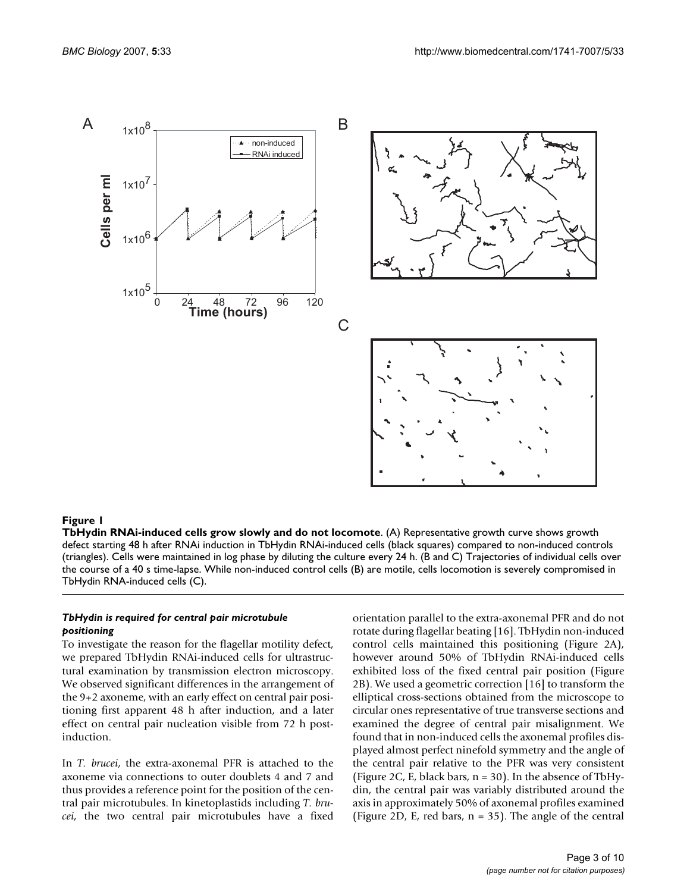**Figure 1**

**TbHydin RNAi-induced cells grow slowly and do not locomote**. (A) Representative growth curve shows growth defect starting 48 h after RNAi induction in TbHydin RNAi-induced cells (black squares) compared to non-induced controls (triangles). Cells were maintained in log phase by diluting the culture every 24 h. (B and C) Trajectories of individual cells over the course of a 40 s time-lapse. While non-induced control cells (B) are motile, cells locomotion is severely compromised in TbHydin RNA-induced cells (C).

### *TbHydin is required for central pair microtubule positioning*

To investigate the reason for the flagellar motility defect, we prepared TbHydin RNAi-induced cells for ultrastructural examination by transmission electron microscopy. We observed significant differences in the arrangement of the 9+2 axoneme, with an early effect on central pair positioning first apparent 48 h after induction, and a later effect on central pair nucleation visible from 72 h post-induction.

In *T. brucei*, the extra-axonemal PFR is attached to the axoneme via connections to outer doublets 4 and 7 and thus provides a reference point for the position of the central pair microtubules. In kinetoplastids including *T. brucei*, the two central pair microtubules have a fixed orientation parallel to the extra-axonemal PFR and do not rotate during flagellar beating [16]. TbHydin non-induced control cells maintained this positioning (Figure 2A), however around 50% of TbHydin RNAi-induced cells exhibited loss of the fixed central pair position (Figure 2B). We used a geometric correction [16] to transform the elliptical cross-sections obtained from the microscope to circular ones representative of true transverse sections and examined the degree of central pair misalignment. We found that in non-induced cells the axonemal profiles displayed almost perfect ninefold symmetry and the angle of the central pair relative to the PFR was very consistent (Figure 2C, E, black bars, n = 30). In the absence of TbHydin, the central pair was variably distributed around the axis in approximately 50% of axonemal profiles examined (Figure 2D, E, red bars, n = 35). The angle of the central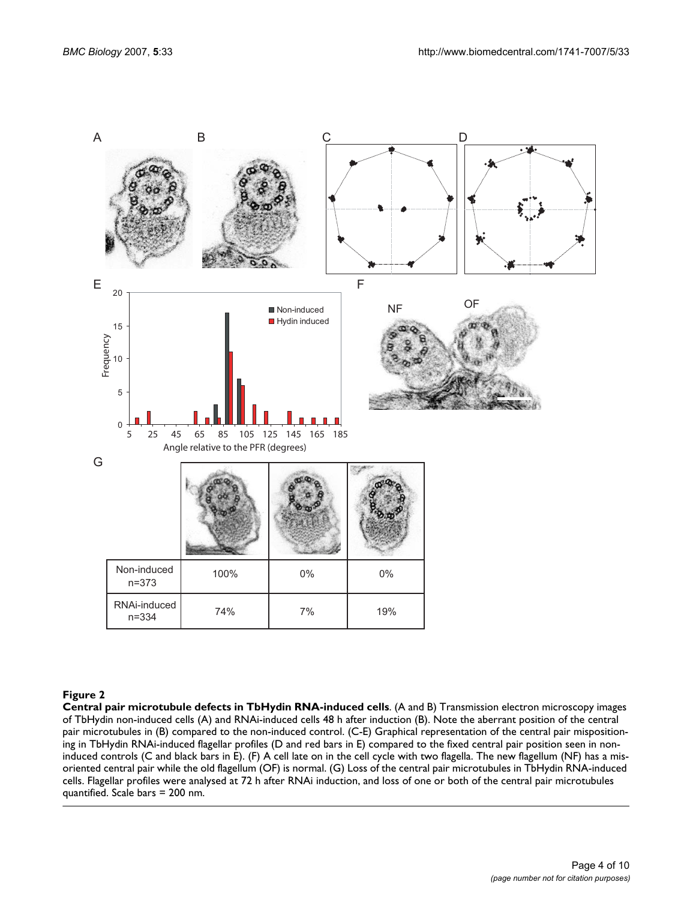| | | | |
|---|---|---|---|
| Non-induced n=373 | 100% | 0% | 0% |
| RNAi-induced n=334 | 74% | 7% | 19% |

**Figure 2**

**Central pair microtubule defects in TbHydin RNA-induced cells**. (A and B) Transmission electron microscopy images of TbHydin non-induced cells (A) and RNAi-induced cells 48 h after induction (B). Note the aberrant position of the central pair microtubules in (B) compared to the non-induced control. (C-E) Graphical representation of the central pair mispositioning in TbHydin RNAi-induced flagellar profiles (D and red bars in E) compared to the fixed central pair position seen in non-induced controls (C and black bars in E). (F) A cell late on in the cell cycle with two flagella. The new flagellum (NF) has a misoriented central pair while the old flagellum (OF) is normal. (G) Loss of the central pair microtubules in TbHydin RNA-induced cells. Flagellar profiles were analysed at 72 h after RNAi induction, and loss of one or both of the central pair microtubules quantified. Scale bars = 200 nm.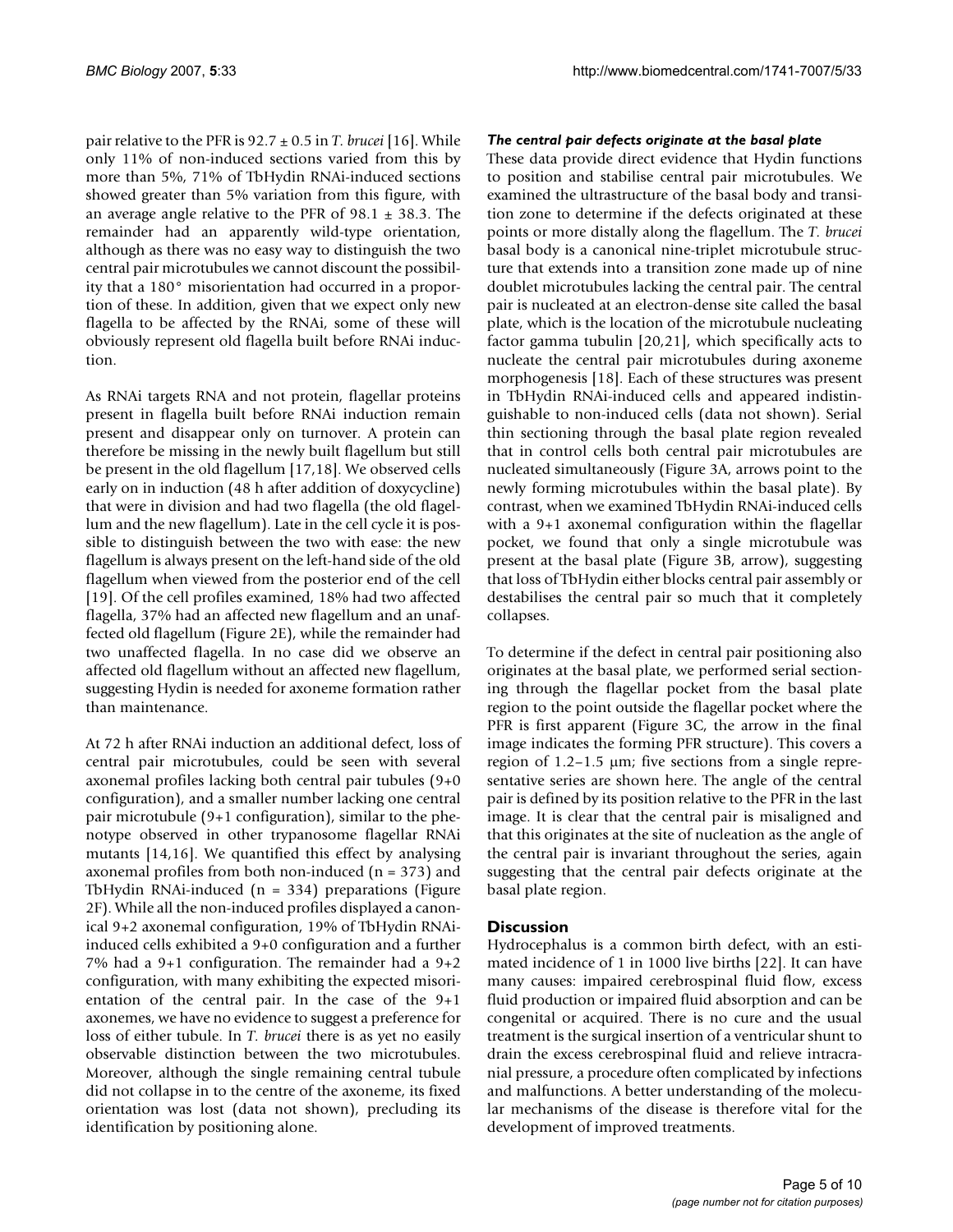pair relative to the PFR is 92.7 ± 0.5 in *T. brucei* [16]. While only 11% of non-induced sections varied from this by more than 5%, 71% of TbHydin RNAi-induced sections showed greater than 5% variation from this figure, with an average angle relative to the PFR of 98.1 ± 38.3. The remainder had an apparently wild-type orientation, although as there was no easy way to distinguish the two central pair microtubules we cannot discount the possibility that a 180° misorientation had occurred in a proportion of these. In addition, given that we expect only new flagella to be affected by the RNAi, some of these will obviously represent old flagella built before RNAi induction.

As RNAi targets RNA and not protein, flagellar proteins present in flagella built before RNAi induction remain present and disappear only on turnover. A protein can therefore be missing in the newly built flagellum but still be present in the old flagellum [17,18]. We observed cells early on in induction (48 h after addition of doxycycline) that were in division and had two flagella (the old flagellum and the new flagellum). Late in the cell cycle it is possible to distinguish between the two with ease: the new flagellum is always present on the left-hand side of the old flagellum when viewed from the posterior end of the cell [19]. Of the cell profiles examined, 18% had two affected flagella, 37% had an affected new flagellum and an unaffected old flagellum (Figure 2E), while the remainder had two unaffected flagella. In no case did we observe an affected old flagellum without an affected new flagellum, suggesting Hydin is needed for axoneme formation rather than maintenance.

At 72 h after RNAi induction an additional defect, loss of central pair microtubules, could be seen with several axonemal profiles lacking both central pair tubules (9+0 configuration), and a smaller number lacking one central pair microtubule (9+1 configuration), similar to the phenotype observed in other trypanosome flagellar RNAi mutants [14,16]. We quantified this effect by analysing axonemal profiles from both non-induced (n = 373) and TbHydin RNAi-induced (n = 334) preparations (Figure 2F). While all the non-induced profiles displayed a canonical 9+2 axonemal configuration, 19% of TbHydin RNAi-induced cells exhibited a 9+0 configuration and a further 7% had a 9+1 configuration. The remainder had a 9+2 configuration, with many exhibiting the expected misorientation of the central pair. In the case of the 9+1 axonemes, we have no evidence to suggest a preference for loss of either tubule. In *T. brucei* there is as yet no easily observable distinction between the two microtubules. Moreover, although the single remaining central tubule did not collapse in to the centre of the axoneme, its fixed orientation was lost (data not shown), precluding its identification by positioning alone.

### *The central pair defects originate at the basal plate*

These data provide direct evidence that Hydin functions to position and stabilise central pair microtubules. We examined the ultrastructure of the basal body and transition zone to determine if the defects originated at these points or more distally along the flagellum. The *T. brucei* basal body is a canonical nine-triplet microtubule structure that extends into a transition zone made up of nine doublet microtubules lacking the central pair. The central pair is nucleated at an electron-dense site called the basal plate, which is the location of the microtubule nucleating factor gamma tubulin [20,21], which specifically acts to nucleate the central pair microtubules during axoneme morphogenesis [18]. Each of these structures was present in TbHydin RNAi-induced cells and appeared indistinguishable to non-induced cells (data not shown). Serial thin sectioning through the basal plate region revealed that in control cells both central pair microtubules are nucleated simultaneously (Figure 3A, arrows point to the newly forming microtubules within the basal plate). By contrast, when we examined TbHydin RNAi-induced cells with a 9+1 axonemal configuration within the flagellar pocket, we found that only a single microtubule was present at the basal plate (Figure 3B, arrow), suggesting that loss of TbHydin either blocks central pair assembly or destabilises the central pair so much that it completely collapses.

To determine if the defect in central pair positioning also originates at the basal plate, we performed serial sectioning through the flagellar pocket from the basal plate region to the point outside the flagellar pocket where the PFR is first apparent (Figure 3C, the arrow in the final image indicates the forming PFR structure). This covers a region of 1.2–1.5 μm; five sections from a single representative series are shown here. The angle of the central pair is defined by its position relative to the PFR in the last image. It is clear that the central pair is misaligned and that this originates at the site of nucleation as the angle of the central pair is invariant throughout the series, again suggesting that the central pair defects originate at the basal plate region.

## Discussion

Hydrocephalus is a common birth defect, with an estimated incidence of 1 in 1000 live births [22]. It can have many causes: impaired cerebrospinal fluid flow, excess fluid production or impaired fluid absorption and can be congenital or acquired. There is no cure and the usual treatment is the surgical insertion of a ventricular shunt to drain the excess cerebrospinal fluid and relieve intracranial pressure, a procedure often complicated by infections and malfunctions. A better understanding of the molecular mechanisms of the disease is therefore vital for the development of improved treatments.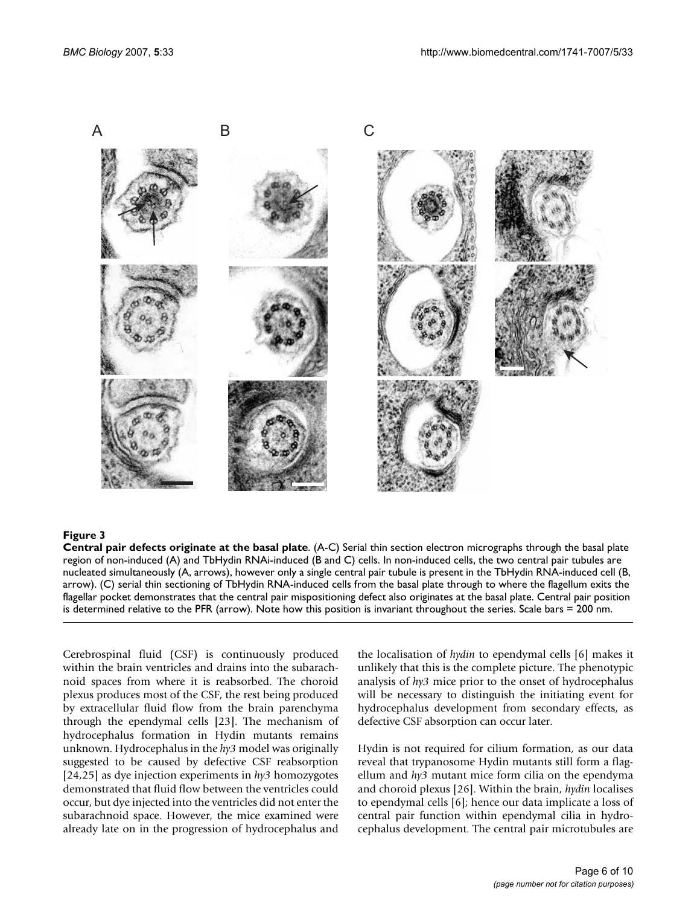**Figure 3**

**Central pair defects originate at the basal plate**. (A-C) Serial thin section electron micrographs through the basal plate region of non-induced (A) and TbHydin RNAi-induced (B and C) cells. In non-induced cells, the two central pair tubules are nucleated simultaneously (A, arrows), however only a single central pair tubule is present in the TbHydin RNA-induced cell (B, arrow). (C) serial thin sectioning of TbHydin RNA-induced cells from the basal plate through to where the flagellum exits the flagellar pocket demonstrates that the central pair mispositioning defect also originates at the basal plate. Central pair position is determined relative to the PFR (arrow). Note how this position is invariant throughout the series. Scale bars = 200 nm.

Cerebrospinal fluid (CSF) is continuously produced within the brain ventricles and drains into the subarachnoid spaces from where it is reabsorbed. The choroid plexus produces most of the CSF, the rest being produced by extracellular fluid flow from the brain parenchyma through the ependymal cells [23]. The mechanism of hydrocephalus formation in Hydin mutants remains unknown. Hydrocephalus in the *hy3* model was originally suggested to be caused by defective CSF reabsorption [24,25] as dye injection experiments in *hy3* homozygotes demonstrated that fluid flow between the ventricles could occur, but dye injected into the ventricles did not enter the subarachnoid space. However, the mice examined were already late on in the progression of hydrocephalus and the localisation of *hydin* to ependymal cells [6] makes it unlikely that this is the complete picture. The phenotypic analysis of *hy3* mice prior to the onset of hydrocephalus will be necessary to distinguish the initiating event for hydrocephalus development from secondary effects, as defective CSF absorption can occur later.

Hydin is not required for cilium formation, as our data reveal that trypanosome Hydin mutants still form a flagellum and *hy3* mutant mice form cilia on the ependyma and choroid plexus [26]. Within the brain, *hydin* localises to ependymal cells [6]; hence our data implicate a loss of central pair function within ependymal cilia in hydrocephalus development. The central pair microtubules are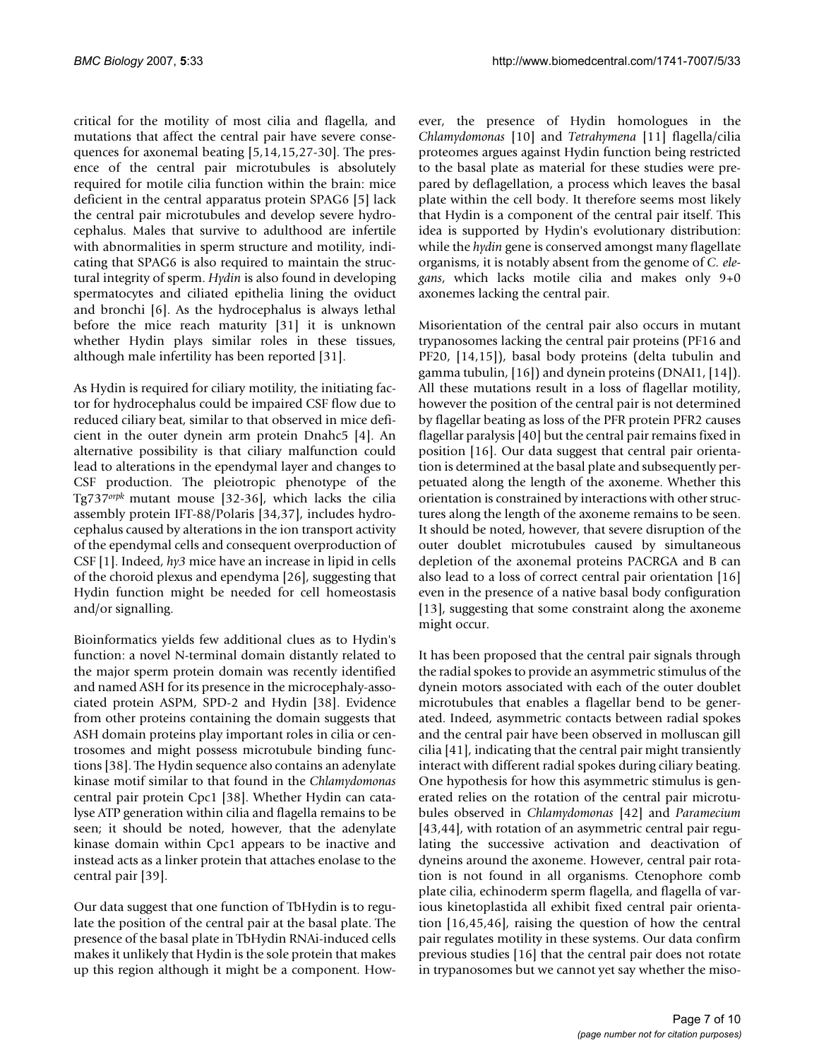critical for the motility of most cilia and flagella, and mutations that affect the central pair have severe consequences for axonemal beating [5,14,15,27-30]. The presence of the central pair microtubules is absolutely required for motile cilia function within the brain: mice deficient in the central apparatus protein SPAG6 [5] lack the central pair microtubules and develop severe hydrocephalus. Males that survive to adulthood are infertile with abnormalities in sperm structure and motility, indicating that SPAG6 is also required to maintain the structural integrity of sperm. *Hydin* is also found in developing spermatocytes and ciliated epithelia lining the oviduct and bronchi [6]. As the hydrocephalus is always lethal before the mice reach maturity [31] it is unknown whether Hydin plays similar roles in these tissues, although male infertility has been reported [31].

As Hydin is required for ciliary motility, the initiating factor for hydrocephalus could be impaired CSF flow due to reduced ciliary beat, similar to that observed in mice deficient in the outer dynein arm protein Dnahc5 [4]. An alternative possibility is that ciliary malfunction could lead to alterations in the ependymal layer and changes to CSF production. The pleiotropic phenotype of the Tg737*orpk* mutant mouse [32-36], which lacks the cilia assembly protein IFT-88/Polaris [34,37], includes hydrocephalus caused by alterations in the ion transport activity of the ependymal cells and consequent overproduction of CSF [1]. Indeed, *hy3* mice have an increase in lipid in cells of the choroid plexus and ependyma [26], suggesting that Hydin function might be needed for cell homeostasis and/or signalling.

Bioinformatics yields few additional clues as to Hydin's function: a novel N-terminal domain distantly related to the major sperm protein domain was recently identified and named ASH for its presence in the microcephaly-associated protein ASPM, SPD-2 and Hydin [38]. Evidence from other proteins containing the domain suggests that ASH domain proteins play important roles in cilia or centrosomes and might possess microtubule binding functions [38]. The Hydin sequence also contains an adenylate kinase motif similar to that found in the *Chlamydomonas* central pair protein Cpc1 [38]. Whether Hydin can catalyse ATP generation within cilia and flagella remains to be seen; it should be noted, however, that the adenylate kinase domain within Cpc1 appears to be inactive and instead acts as a linker protein that attaches enolase to the central pair [39].

Our data suggest that one function of TbHydin is to regulate the position of the central pair at the basal plate. The presence of the basal plate in TbHydin RNAi-induced cells makes it unlikely that Hydin is the sole protein that makes up this region although it might be a component. However, the presence of Hydin homologues in the *Chlamydomonas* [10] and *Tetrahymena* [11] flagella/cilia proteomes argues against Hydin function being restricted to the basal plate as material for these studies were prepared by deflagellation, a process which leaves the basal plate within the cell body. It therefore seems most likely that Hydin is a component of the central pair itself. This idea is supported by Hydin's evolutionary distribution: while the *hydin* gene is conserved amongst many flagellate organisms, it is notably absent from the genome of *C. elegans*, which lacks motile cilia and makes only 9+0 axonemes lacking the central pair.

Misorientation of the central pair also occurs in mutant trypanosomes lacking the central pair proteins (PF16 and PF20, [14,15]), basal body proteins (delta tubulin and gamma tubulin, [16]) and dynein proteins (DNAI1, [14]). All these mutations result in a loss of flagellar motility, however the position of the central pair is not determined by flagellar beating as loss of the PFR protein PFR2 causes flagellar paralysis [40] but the central pair remains fixed in position [16]. Our data suggest that central pair orientation is determined at the basal plate and subsequently perpetuated along the length of the axoneme. Whether this orientation is constrained by interactions with other structures along the length of the axoneme remains to be seen. It should be noted, however, that severe disruption of the outer doublet microtubules caused by simultaneous depletion of the axonemal proteins PACRGA and B can also lead to a loss of correct central pair orientation [16] even in the presence of a native basal body configuration [13], suggesting that some constraint along the axoneme might occur.

It has been proposed that the central pair signals through the radial spokes to provide an asymmetric stimulus of the dynein motors associated with each of the outer doublet microtubules that enables a flagellar bend to be generated. Indeed, asymmetric contacts between radial spokes and the central pair have been observed in molluscan gill cilia [41], indicating that the central pair might transiently interact with different radial spokes during ciliary beating. One hypothesis for how this asymmetric stimulus is generated relies on the rotation of the central pair microtubules observed in *Chlamydomonas* [42] and *Paramecium* [43,44], with rotation of an asymmetric central pair regulating the successive activation and deactivation of dyneins around the axoneme. However, central pair rotation is not found in all organisms. Ctenophore comb plate cilia, echinoderm sperm flagella, and flagella of various kinetoplastida all exhibit fixed central pair orientation [16,45,46], raising the question of how the central pair regulates motility in these systems. Our data confirm previous studies [16] that the central pair does not rotate in trypanosomes but we cannot yet say whether the miso-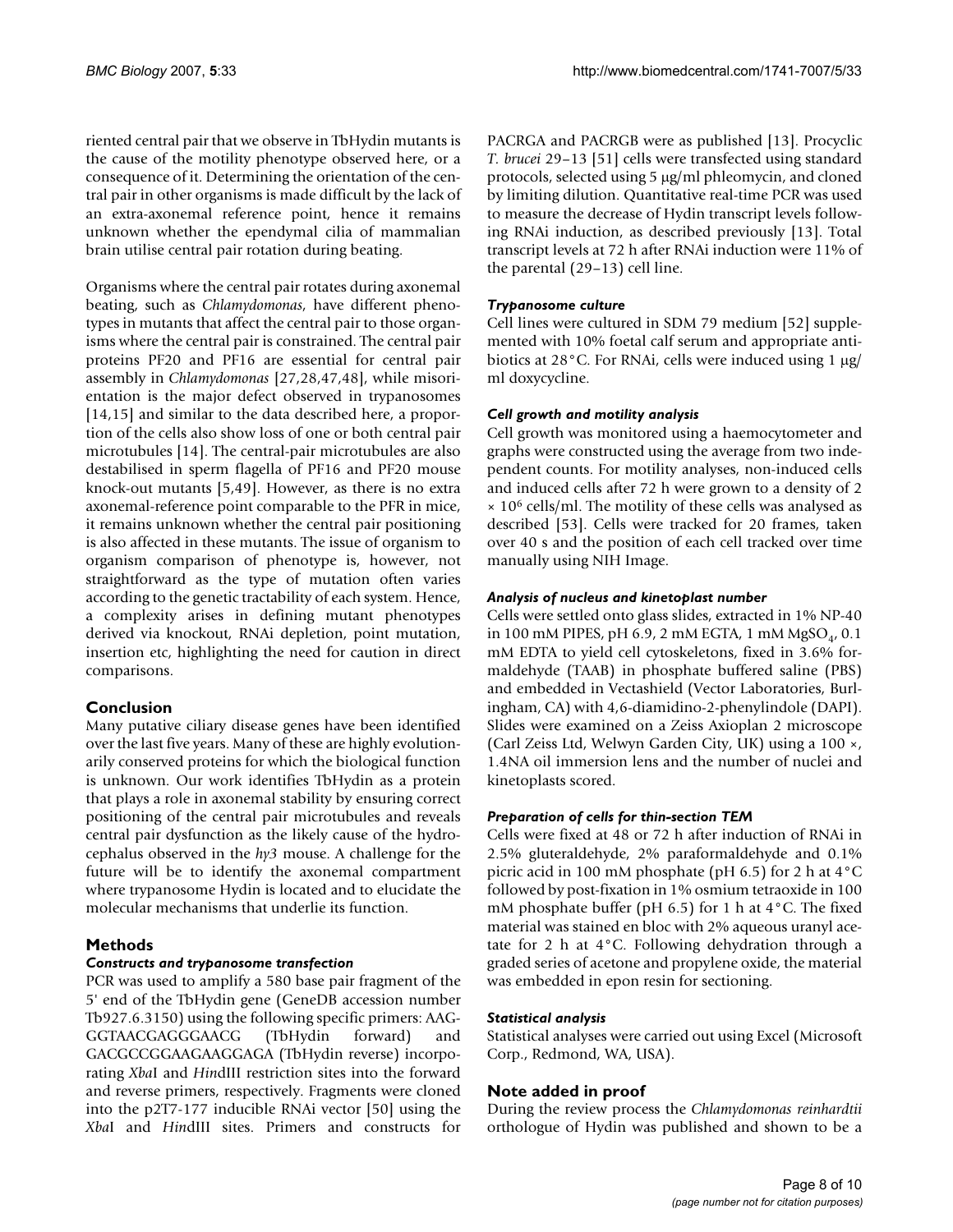riented central pair that we observe in TbHydin mutants is the cause of the motility phenotype observed here, or a consequence of it. Determining the orientation of the central pair in other organisms is made difficult by the lack of an extra-axonemal reference point, hence it remains unknown whether the ependymal cilia of mammalian brain utilise central pair rotation during beating.

Organisms where the central pair rotates during axonemal beating, such as *Chlamydomonas*, have different phenotypes in mutants that affect the central pair to those organisms where the central pair is constrained. The central pair proteins PF20 and PF16 are essential for central pair assembly in *Chlamydomonas* [27,28,47,48], while misorientation is the major defect observed in trypanosomes [14,15] and similar to the data described here, a proportion of the cells also show loss of one or both central pair microtubules [14]. The central-pair microtubules are also destabilised in sperm flagella of PF16 and PF20 mouse knock-out mutants [5,49]. However, as there is no extra axonemal-reference point comparable to the PFR in mice, it remains unknown whether the central pair positioning is also affected in these mutants. The issue of organism to organism comparison of phenotype is, however, not straightforward as the type of mutation often varies according to the genetic tractability of each system. Hence, a complexity arises in defining mutant phenotypes derived via knockout, RNAi depletion, point mutation, insertion etc, highlighting the need for caution in direct comparisons.

## Conclusion

Many putative ciliary disease genes have been identified over the last five years. Many of these are highly evolutionarily conserved proteins for which the biological function is unknown. Our work identifies TbHydin as a protein that plays a role in axonemal stability by ensuring correct positioning of the central pair microtubules and reveals central pair dysfunction as the likely cause of the hydrocephalus observed in the *hy3* mouse. A challenge for the future will be to identify the axonemal compartment where trypanosome Hydin is located and to elucidate the molecular mechanisms that underlie its function.

## Methods

### Constructs and trypanosome transfection

PCR was used to amplify a 580 base pair fragment of the 5' end of the TbHydin gene (GeneDB accession number Tb927.6.3150) using the following specific primers: AAGGGTAACGAGGGAACG (TbHydin forward) and GACGCCGGAAGAAGGAGA (TbHydin reverse) incorporating *Xba*I and *Hin*dIII restriction sites into the forward and reverse primers, respectively. Fragments were cloned into the p2T7-177 inducible RNAi vector [50] using the *Xba*I and *Hin*dIII sites. Primers and constructs for PACRGA and PACRGB were as published [13]. Procyclic *T. brucei* 29–13 [51] cells were transfected using standard protocols, selected using 5 μg/ml phleomycin, and cloned by limiting dilution. Quantitative real-time PCR was used to measure the decrease of Hydin transcript levels following RNAi induction, as described previously [13]. Total transcript levels at 72 h after RNAi induction were 11% of the parental (29–13) cell line.

### Trypanosome culture

Cell lines were cultured in SDM 79 medium [52] supplemented with 10% foetal calf serum and appropriate antibiotics at 28°C. For RNAi, cells were induced using 1 μg/ml doxycycline.

### Cell growth and motility analysis

Cell growth was monitored using a haemocytometer and graphs were constructed using the average from two independent counts. For motility analyses, non-induced cells and induced cells after 72 h were grown to a density of 2 $\times 10^6$ cells/ml. The motility of these cells was analysed as described [53]. Cells were tracked for 20 frames, taken over 40 s and the position of each cell tracked over time manually using NIH Image.

### Analysis of nucleus and kinetoplast number

Cells were settled onto glass slides, extracted in 1% NP-40 in 100 mM PIPES, pH 6.9, 2 mM EGTA, 1 mM $MgSO_4$, 0.1 mM EDTA to yield cell cytoskeletons, fixed in 3.6% formaldehyde (TAAB) in phosphate buffered saline (PBS) and embedded in Vectashield (Vector Laboratories, Burlingham, CA) with 4,6-diamidino-2-phenylindole (DAPI). Slides were examined on a Zeiss Axioplan 2 microscope (Carl Zeiss Ltd, Welwyn Garden City, UK) using a 100 ×, 1.4NA oil immersion lens and the number of nuclei and kinetoplasts scored.

### Preparation of cells for thin-section TEM

Cells were fixed at 48 or 72 h after induction of RNAi in 2.5% gluteraldehyde, 2% paraformaldehyde and 0.1% picric acid in 100 mM phosphate (pH 6.5) for 2 h at 4°C followed by post-fixation in 1% osmium tetraoxide in 100 mM phosphate buffer (pH 6.5) for 1 h at 4°C. The fixed material was stained en bloc with 2% aqueous uranyl acetate for 2 h at 4°C. Following dehydration through a graded series of acetone and propylene oxide, the material was embedded in epon resin for sectioning.

### Statistical analysis

Statistical analyses were carried out using Excel (Microsoft Corp., Redmond, WA, USA).

## Note added in proof

During the review process the *Chlamydomonas reinhardtii* orthologue of Hydin was published and shown to be a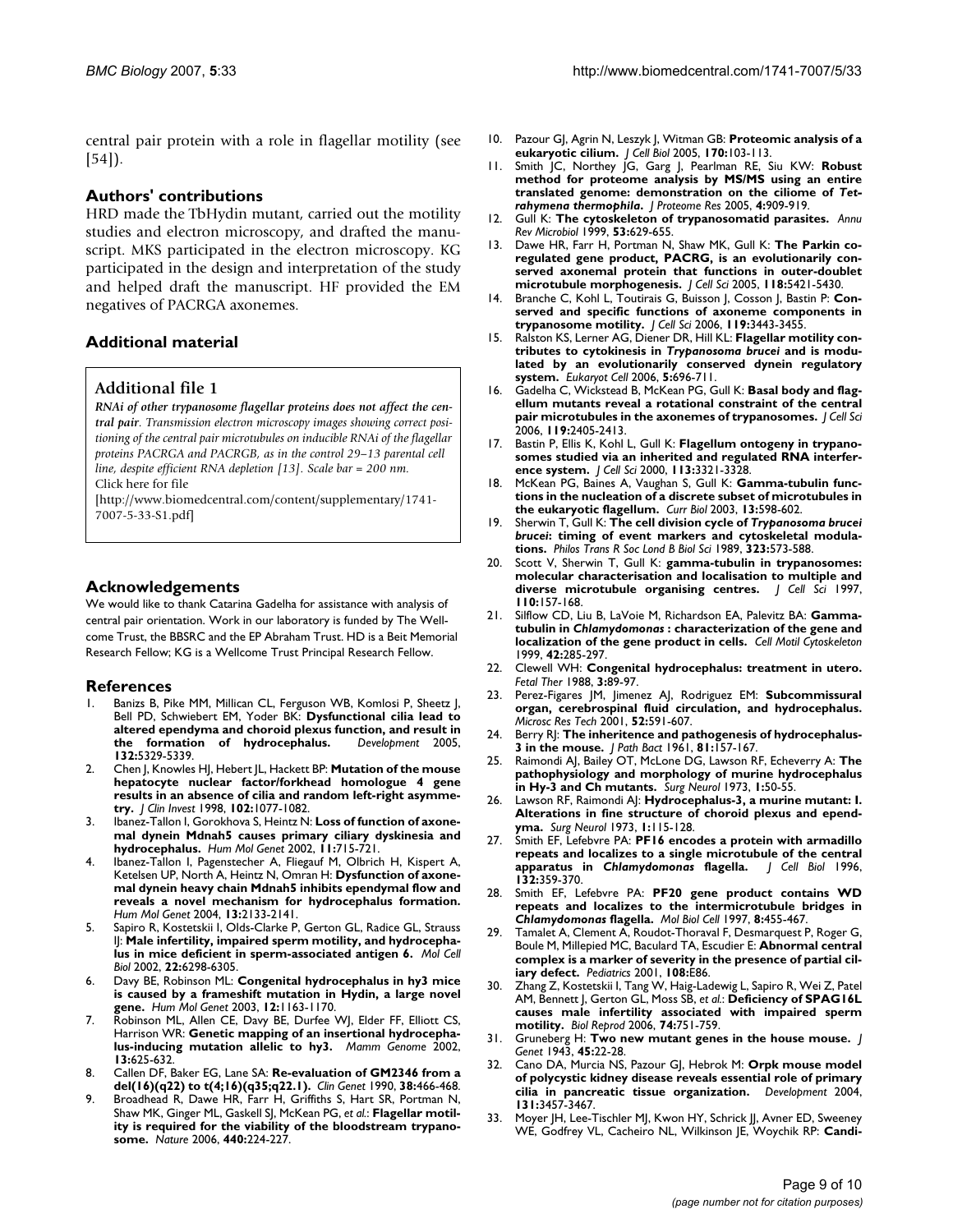central pair protein with a role in flagellar motility (see [54]).

## Authors' contributions

HRD made the TbHydin mutant, carried out the motility studies and electron microscopy, and drafted the manuscript. MKS participated in the electron microscopy. KG participated in the design and interpretation of the study and helped draft the manuscript. HF provided the EM negatives of PACRGA axonemes.

## Additional material

### Additional file 1

***RNAi of other trypanosome flagellar proteins does not affect the central pair****. Transmission electron microscopy images showing correct positioning of the central pair microtubules on inducible RNAi of the flagellar proteins PACRGA and PACRGB, as in the control 29–13 parental cell line, despite efficient RNA depletion [13]. Scale bar = 200 nm.*
Click here for file
[http://www.biomedcentral.com/content/supplementary/1741-7007-5-33-S1.pdf]

## Acknowledgements

We would like to thank Catarina Gadelha for assistance with analysis of central pair orientation. Work in our laboratory is funded by The Wellcome Trust, the BBSRC and the EP Abraham Trust. HD is a Beit Memorial Research Fellow; KG is a Wellcome Trust Principal Research Fellow.

## References

1. Banizs B, Pike MM, Millican CL, Ferguson WB, Komlosi P, Sheetz J, Bell PD, Schwiebert EM, Yoder BK: **Dysfunctional cilia lead to altered ependyma and choroid plexus function, and result in the formation of hydrocephalus.** *Development* 2005, **132:**5329-5339.
2. Chen J, Knowles HJ, Hebert JL, Hackett BP: **Mutation of the mouse hepatocyte nuclear factor/forkhead homologue 4 gene results in an absence of cilia and random left-right asymmetry.** *J Clin Invest* 1998, **102:**1077-1082.
3. Ibanez-Tallon I, Gorokhova S, Heintz N: **Loss of function of axonemal dynein Mdnah5 causes primary ciliary dyskinesia and hydrocephalus.** *Hum Mol Genet* 2002, **11:**715-721.
4. Ibanez-Tallon I, Pagenstecher A, Fliegauf M, Olbrich H, Kispert A, Ketelsen UP, North A, Heintz N, Omran H: **Dysfunction of axonemal dynein heavy chain Mdnah5 inhibits ependymal flow and reveals a novel mechanism for hydrocephalus formation.** *Hum Mol Genet* 2004, **13:**2133-2141.
5. Sapiro R, Kostetskii I, Olds-Clarke P, Gerton GL, Radice GL, Strauss IJ: **Male infertility, impaired sperm motility, and hydrocephalus in mice deficient in sperm-associated antigen 6.** *Mol Cell Biol* 2002, **22:**6298-6305.
6. Davy BE, Robinson ML: **Congenital hydrocephalus in hy3 mice is caused by a frameshift mutation in Hydin, a large novel gene.** *Hum Mol Genet* 2003, **12:**1163-1170.
7. Robinson ML, Allen CE, Davy BE, Durfee WJ, Elder FF, Elliott CS, Harrison WR: **Genetic mapping of an insertional hydrocephalus-inducing mutation allelic to hy3.** *Mamm Genome* 2002, **13:**625-632.
8. Callen DF, Baker EG, Lane SA: **Re-evaluation of GM2346 from a del(16)(q22) to t(4;16)(q35;q22.1).** *Clin Genet* 1990, **38:**466-468.
9. Broadhead R, Dawe HR, Farr H, Griffiths S, Hart SR, Portman N, Shaw MK, Ginger ML, Gaskell SJ, McKean PG, *et al.*: **Flagellar motility is required for the viability of the bloodstream trypanosome.** *Nature* 2006, **440:**224-227.
10. Pazour GJ, Agrin N, Leszyk J, Witman GB: **Proteomic analysis of a eukaryotic cilium.** *J Cell Biol* 2005, **170:**103-113.
11. Smith JC, Northey JG, Garg J, Pearlman RE, Siu KW: **Robust method for proteome analysis by MS/MS using an entire translated genome: demonstration on the ciliome of *Tetrahymena thermophila*.** *J Proteome Res* 2005, **4:**909-919.
12. Gull K: **The cytoskeleton of trypanosomatid parasites.** *Annu Rev Microbiol* 1999, **53:**629-655.
13. Dawe HR, Farr H, Portman N, Shaw MK, Gull K: **The Parkin co-regulated gene product, PACRG, is an evolutionarily conserved axonemal protein that functions in outer-doublet microtubule morphogenesis.** *J Cell Sci* 2005, **118:**5421-5430.
14. Branche C, Kohl L, Toutirais G, Buisson J, Cosson J, Bastin P: **Conserved and specific functions of axoneme components in trypanosome motility.** *J Cell Sci* 2006, **119:**3443-3455.
15. Ralston KS, Lerner AG, Diener DR, Hill KL: **Flagellar motility contributes to cytokinesis in *Trypanosoma brucei* and is modulated by an evolutionarily conserved dynein regulatory system.** *Eukaryot Cell* 2006, **5:**696-711.
16. Gadelha C, Wickstead B, McKean PG, Gull K: **Basal body and flagellum mutants reveal a rotational constraint of the central pair microtubules in the axonemes of trypanosomes.** *J Cell Sci* 2006, **119:**2405-2413.
17. Bastin P, Ellis K, Kohl L, Gull K: **Flagellum ontogeny in trypanosomes studied via an inherited and regulated RNA interference system.** *J Cell Sci* 2000, **113:**3321-3328.
18. McKean PG, Baines A, Vaughan S, Gull K: **Gamma-tubulin functions in the nucleation of a discrete subset of microtubules in the eukaryotic flagellum.** *Curr Biol* 2003, **13:**598-602.
19. Sherwin T, Gull K: **The cell division cycle of *Trypanosoma brucei brucei*: timing of event markers and cytoskeletal modulations.** *Philos Trans R Soc Lond B Biol Sci* 1989, **323:**573-588.
20. Scott V, Sherwin T, Gull K: **gamma-tubulin in trypanosomes: molecular characterisation and localisation to multiple and diverse microtubule organising centres.** *J Cell Sci* 1997, **110:**157-168.
21. Silflow CD, Liu B, LaVoie M, Richardson EA, Palevitz BA: **Gamma-tubulin in *Chlamydomonas* : characterization of the gene and localization of the gene product in cells.** *Cell Motil Cytoskeleton* 1999, **42:**285-297.
22. Clewell WH: **Congenital hydrocephalus: treatment in utero.** *Fetal Ther* 1988, **3:**89-97.
23. Perez-Figares JM, Jimenez AJ, Rodriguez EM: **Subcommissural organ, cerebrospinal fluid circulation, and hydrocephalus.** *Microsc Res Tech* 2001, **52:**591-607.
24. Berry RJ: **The inheritence and pathogenesis of hydrocephalus-3 in the mouse.** *J Path Bact* 1961, **81:**157-167.
25. Raimondi AJ, Bailey OT, McLone DG, Lawson RF, Echeverry A: **The pathophysiology and morphology of murine hydrocephalus in Hy-3 and Ch mutants.** *Surg Neurol* 1973, **1:**50-55.
26. Lawson RF, Raimondi AJ: **Hydrocephalus-3, a murine mutant: I. Alterations in fine structure of choroid plexus and ependyma.** *Surg Neurol* 1973, **1:**115-128.
27. Smith EF, Lefebvre PA: **PF16 encodes a protein with armadillo repeats and localizes to a single microtubule of the central apparatus in *Chlamydomonas* flagella.** *J Cell Biol* 1996, **132:**359-370.
28. Smith EF, Lefebvre PA: **PF20 gene product contains WD repeats and localizes to the intermicrotubule bridges in *Chlamydomonas* flagella.** *Mol Biol Cell* 1997, **8:**455-467.
29. Tamalet A, Clement A, Roudot-Thoraval F, Desmarquest P, Roger G, Boule M, Millepied MC, Baculard TA, Escudier E: **Abnormal central complex is a marker of severity in the presence of partial ciliary defect.** *Pediatrics* 2001, **108:**E86.
30. Zhang Z, Kostetskii I, Tang W, Haig-Ladewig L, Sapiro R, Wei Z, Patel AM, Bennett J, Gerton GL, Moss SB, *et al.*: **Deficiency of SPAG16L causes male infertility associated with impaired sperm motility.** *Biol Reprod* 2006, **74:**751-759.
31. Gruneberg H: **Two new mutant genes in the house mouse.** *J Genet* 1943, **45:**22-28.
32. Cano DA, Murcia NS, Pazour GJ, Hebrok M: **Orpk mouse model of polycystic kidney disease reveals essential role of primary cilia in pancreatic tissue organization.** *Development* 2004, **131:**3457-3467.
33. Moyer JH, Lee-Tischler MJ, Kwon HY, Schrick JJ, Avner ED, Sweeney WE, Godfrey VL, Cacheiro NL, Wilkinson JE, Woychik RP: **Candi-**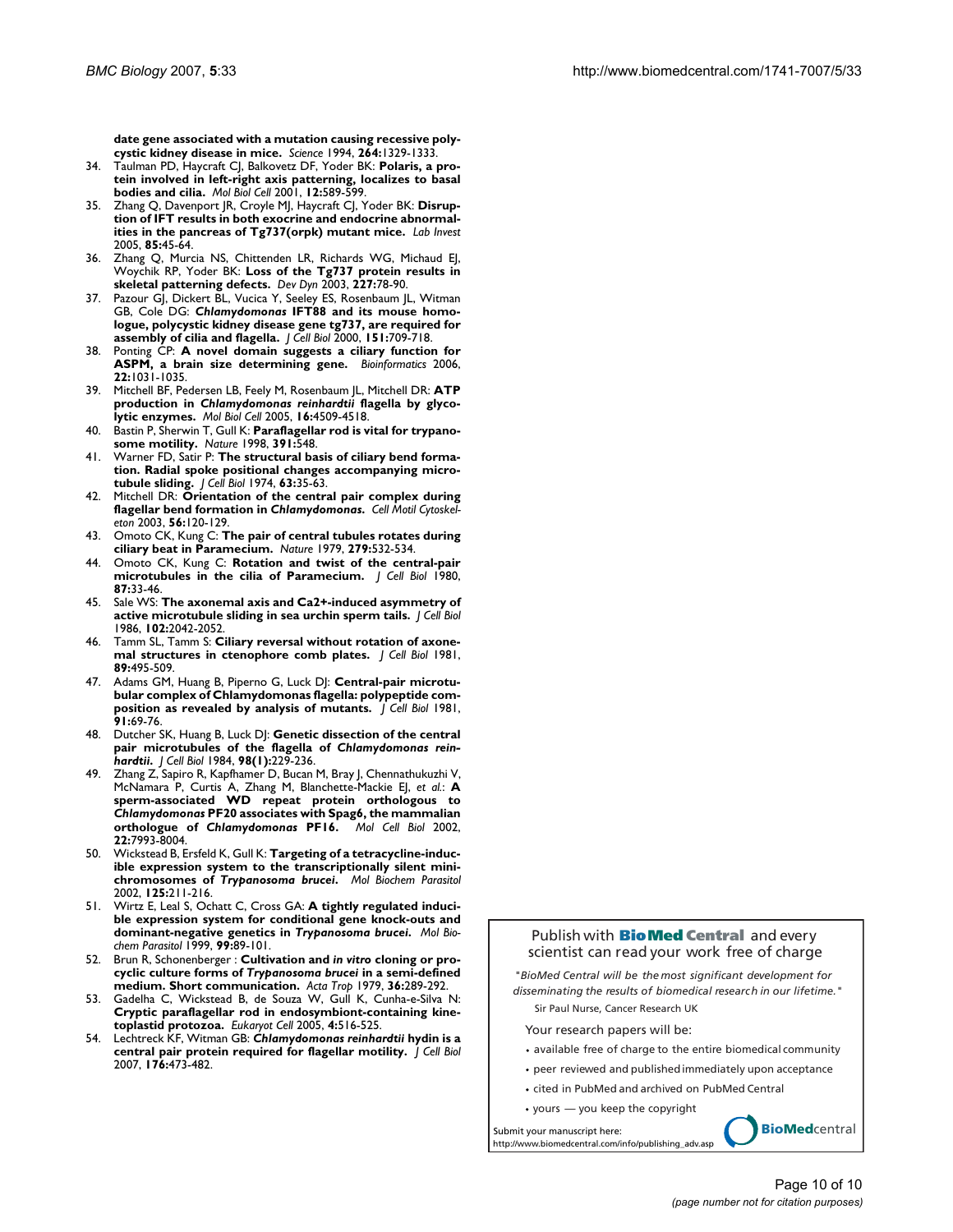date gene associated with a mutation causing recessive polycystic kidney disease in mice.** *Science* 1994, **264:**1329-1333.

34. Taulman PD, Haycraft CJ, Balkovetz DF, Yoder BK: **Polaris, a protein involved in left-right axis patterning, localizes to basal bodies and cilia.** *Mol Biol Cell* 2001, **12:**589-599.
35. Zhang Q, Davenport JR, Croyle MJ, Haycraft CJ, Yoder BK: **Disruption of IFT results in both exocrine and endocrine abnormalities in the pancreas of Tg737(orpk) mutant mice.** *Lab Invest* 2005, **85:**45-64.
36. Zhang Q, Murcia NS, Chittenden LR, Richards WG, Michaud EJ, Woychik RP, Yoder BK: **Loss of the Tg737 protein results in skeletal patterning defects.** *Dev Dyn* 2003, **227:**78-90.
37. Pazour GJ, Dickert BL, Vucica Y, Seeley ES, Rosenbaum JL, Witman GB, Cole DG: ***Chlamydomonas* IFT88 and its mouse homologue, polycystic kidney disease gene tg737, are required for assembly of cilia and flagella.** *J Cell Biol* 2000, **151:**709-718.
38. Ponting CP: **A novel domain suggests a ciliary function for ASPM, a brain size determining gene.** *Bioinformatics* 2006, **22:**1031-1035.
39. Mitchell BF, Pedersen LB, Feely M, Rosenbaum JL, Mitchell DR: **ATP production in *Chlamydomonas reinhardtii* flagella by glycolytic enzymes.** *Mol Biol Cell* 2005, **16:**4509-4518.
40. Bastin P, Sherwin T, Gull K: **Paraflagellar rod is vital for trypanosome motility.** *Nature* 1998, **391:**548.
41. Warner FD, Satir P: **The structural basis of ciliary bend formation. Radial spoke positional changes accompanying microtubule sliding.** *J Cell Biol* 1974, **63:**35-63.
42. Mitchell DR: **Orientation of the central pair complex during flagellar bend formation in *Chlamydomonas*.** *Cell Motil Cytoskeleton* 2003, **56:**120-129.
43. Omoto CK, Kung C: **The pair of central tubules rotates during ciliary beat in Paramecium.** *Nature* 1979, **279:**532-534.
44. Omoto CK, Kung C: **Rotation and twist of the central-pair microtubules in the cilia of Paramecium.** *J Cell Biol* 1980, **87:**33-46.
45. Sale WS: **The axonemal axis and Ca2+-induced asymmetry of active microtubule sliding in sea urchin sperm tails.** *J Cell Biol* 1986, **102:**2042-2052.
46. Tamm SL, Tamm S: **Ciliary reversal without rotation of axonemal structures in ctenophore comb plates.** *J Cell Biol* 1981, **89:**495-509.
47. Adams GM, Huang B, Piperno G, Luck DJ: **Central-pair microtubular complex of Chlamydomonas flagella: polypeptide composition as revealed by analysis of mutants.** *J Cell Biol* 1981, **91:**69-76.
48. Dutcher SK, Huang B, Luck DJ: **Genetic dissection of the central pair microtubules of the flagella of *Chlamydomonas reinhardtii*.** *J Cell Biol* 1984, **98(1):**229-236.
49. Zhang Z, Sapiro R, Kapfhamer D, Bucan M, Bray J, Chennathukuzhi V, McNamara P, Curtis A, Zhang M, Blanchette-Mackie EJ, *et al.*: **A sperm-associated WD repeat protein orthologous to *Chlamydomonas* PF20 associates with Spag6, the mammalian orthologue of *Chlamydomonas* PF16.** *Mol Cell Biol* 2002, **22:**7993-8004.
50. Wickstead B, Ersfeld K, Gull K: **Targeting of a tetracycline-inducible expression system to the transcriptionally silent minichromosomes of *Trypanosoma brucei*.** *Mol Biochem Parasitol* 2002, **125:**211-216.
51. Wirtz E, Leal S, Ochatt C, Cross GA: **A tightly regulated inducible expression system for conditional gene knock-outs and dominant-negative genetics in *Trypanosoma brucei*.** *Mol Biochem Parasitol* 1999, **99:**89-101.
52. Brun R, Schonenberger : **Cultivation and *in vitro* cloning or procyclic culture forms of *Trypanosoma brucei* in a semi-defined medium. Short communication.** *Acta Trop* 1979, **36:**289-292.
53. Gadelha C, Wickstead B, de Souza W, Gull K, Cunha-e-Silva N: **Cryptic paraflagellar rod in endosymbiont-containing kinetoplastid protozoa.** *Eukaryot Cell* 2005, **4:**516-525.
54. Lechtreck KF, Witman GB: ***Chlamydomonas reinhardtii* hydin is a central pair protein required for flagellar motility.** *J Cell Biol* 2007, **176:**473-482.

Publish with **BioMed Central** and every scientist can read your work free of charge

*"BioMed Central will be the most significant development for disseminating the results of biomedical research in our lifetime."*

Sir Paul Nurse, Cancer Research UK

Your research papers will be:

- available free of charge to the entire biomedical community
- peer reviewed and published immediately upon acceptance
- cited in PubMed and archived on PubMed Central
- yours — you keep the copyright

Submit your manuscript here:
http://www.biomedcentral.com/info/publishing_adv.asp

BioMedcentral